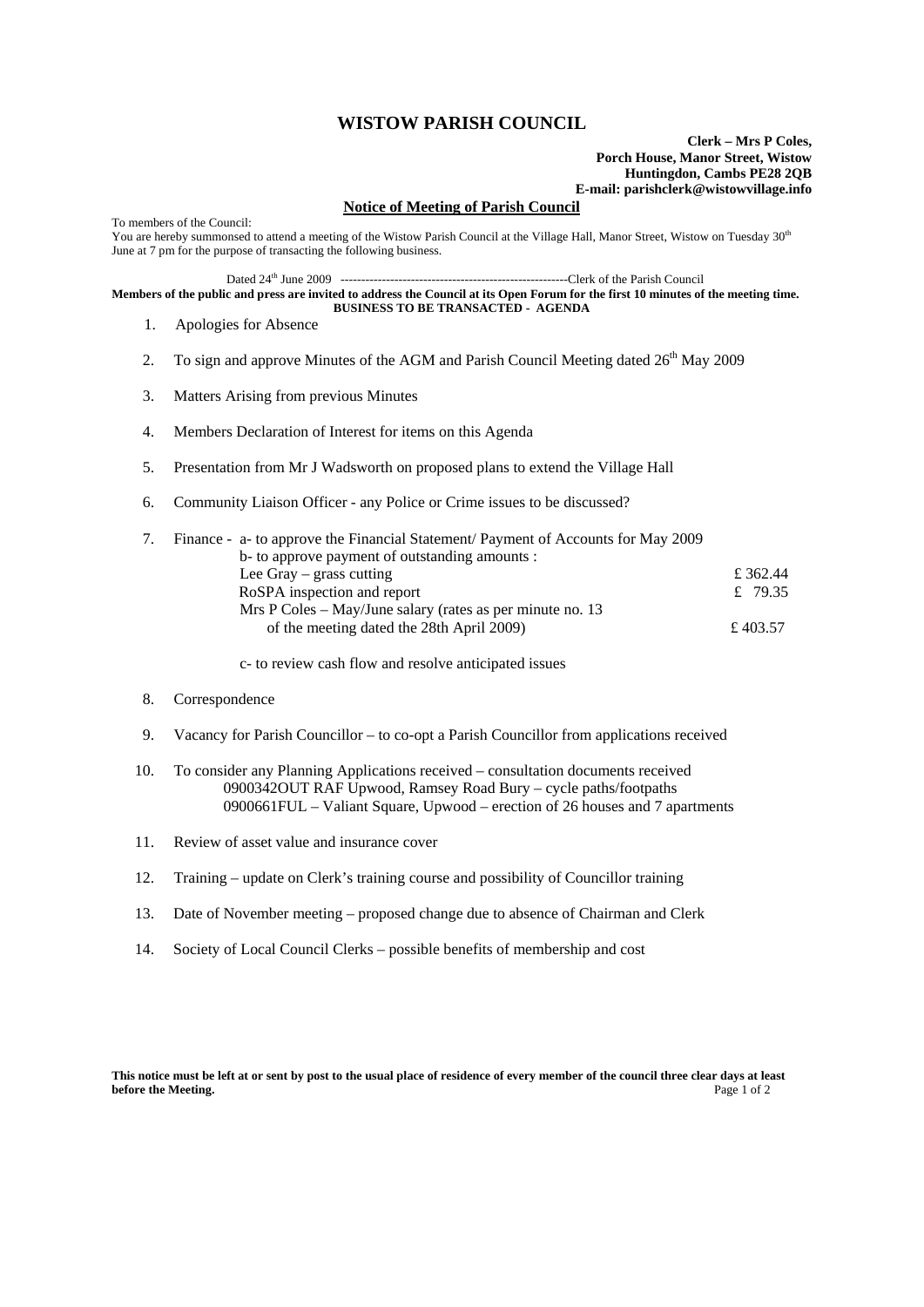# WISTOW PARISH COUNCIL

**Clerk – Mrs P Coles,**
**Porch House, Manor Street, Wistow**
**Huntingdon, Cambs PE28 2QB**
**E-mail: parishclerk@wistowvillage.info**

## Notice of Meeting of Parish Council

To members of the Council:
You are hereby summonsed to attend a meeting of the Wistow Parish Council at the Village Hall, Manor Street, Wistow on Tuesday 30th June at 7 pm for the purpose of transacting the following business.

Dated 24th June 2009 --------------------------------------------------------Clerk of the Parish Council

**Members of the public and press are invited to address the Council at its Open Forum for the first 10 minutes of the meeting time.**

**BUSINESS TO BE TRANSACTED - AGENDA**

1. Apologies for Absence
2. To sign and approve Minutes of the AGM and Parish Council Meeting dated 26th May 2009
3. Matters Arising from previous Minutes
4. Members Declaration of Interest for items on this Agenda
5. Presentation from Mr J Wadsworth on proposed plans to extend the Village Hall
6. Community Liaison Officer - any Police or Crime issues to be discussed?
7. Finance - a- to approve the Financial Statement/ Payment of Accounts for May 2009
   b- to approve payment of outstanding amounts :

   | | |
   |---|---|
   | Lee Gray – grass cutting | £ 362.44 |
   | RoSPA inspection and report | £ 79.35 |
   | Mrs P Coles – May/June salary (rates as per minute no. 13 of the meeting dated the 28th April 2009) | £ 403.57 |

   c- to review cash flow and resolve anticipated issues
8. Correspondence
9. Vacancy for Parish Councillor – to co-opt a Parish Councillor from applications received
10. To consider any Planning Applications received – consultation documents received
    0900342OUT RAF Upwood, Ramsey Road Bury – cycle paths/footpaths
    0900661FUL – Valiant Square, Upwood – erection of 26 houses and 7 apartments
11. Review of asset value and insurance cover
12. Training – update on Clerk's training course and possibility of Councillor training
13. Date of November meeting – proposed change due to absence of Chairman and Clerk
14. Society of Local Council Clerks – possible benefits of membership and cost

**This notice must be left at or sent by post to the usual place of residence of every member of the council three clear days at least before the Meeting.**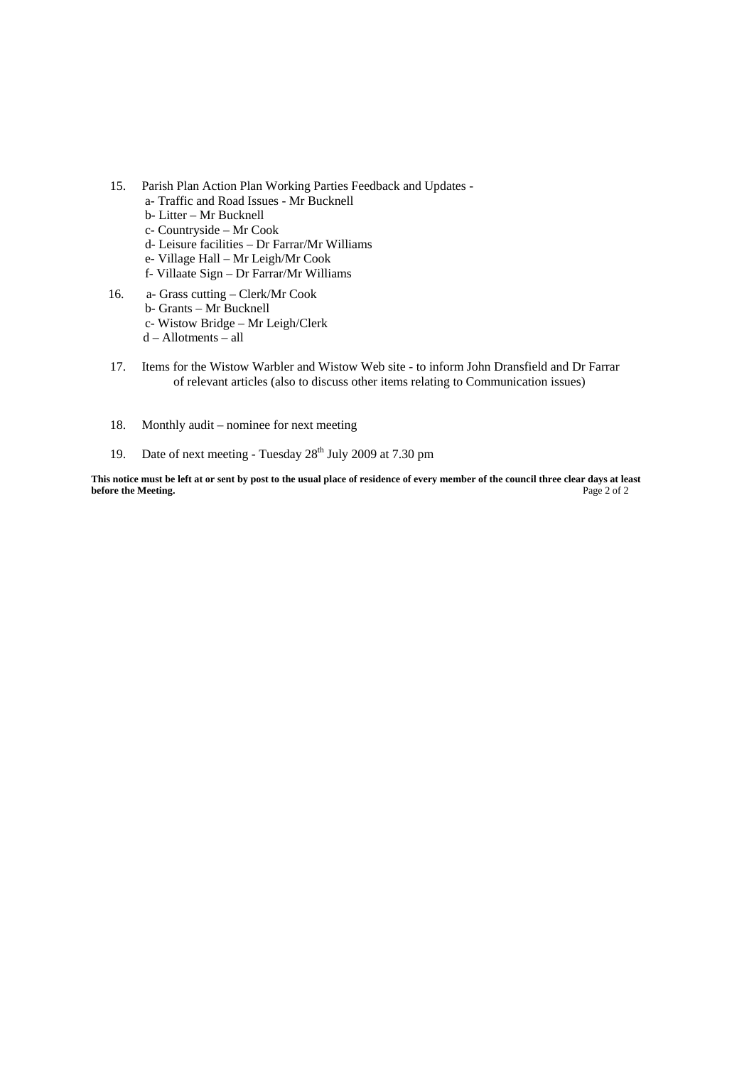15. Parish Plan Action Plan Working Parties Feedback and Updates -
    - a- Traffic and Road Issues - Mr Bucknell
    - b- Litter – Mr Bucknell
    - c- Countryside – Mr Cook
    - d- Leisure facilities – Dr Farrar/Mr Williams
    - e- Village Hall – Mr Leigh/Mr Cook
    - f- Villaate Sign – Dr Farrar/Mr Williams

16. 
    - a- Grass cutting – Clerk/Mr Cook
    - b- Grants – Mr Bucknell
    - c- Wistow Bridge – Mr Leigh/Clerk
    - d – Allotments – all

17. Items for the Wistow Warbler and Wistow Web site - to inform John Dransfield and Dr Farrar of relevant articles (also to discuss other items relating to Communication issues)

18. Monthly audit – nominee for next meeting

19. Date of next meeting - Tuesday 28th July 2009 at 7.30 pm

**This notice must be left at or sent by post to the usual place of residence of every member of the council three clear days at least before the Meeting.**